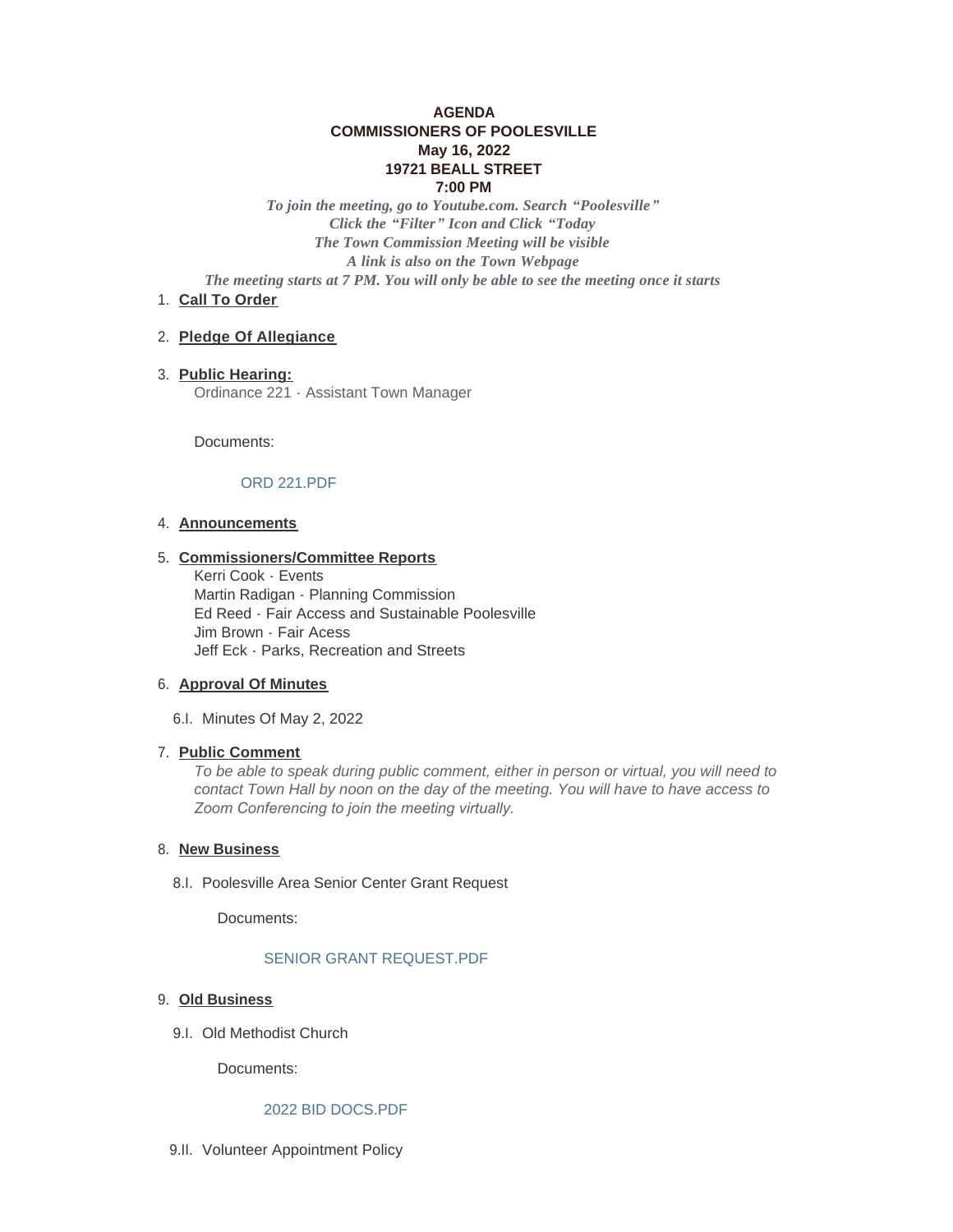**AGENDA**
**COMMISSIONERS OF POOLESVILLE**
**May 16, 2022**
**19721 BEALL STREET**
**7:00 PM**

*To join the meeting, go to Youtube.com. Search "Poolesville"*
*Click the "Filter" Icon and Click "Today*
*The Town Commission Meeting will be visible*
*A link is also on the Town Webpage*
*The meeting starts at 7 PM. You will only be able to see the meeting once it starts*

1. **Call To Order**

2. **Pledge Of Allegiance**

3. **Public Hearing:**
   Ordinance 221 - Assistant Town Manager

   Documents:

   ORD 221.PDF

4. **Announcements**

5. **Commissioners/Committee Reports**
   Kerri Cook - Events
   Martin Radigan - Planning Commission
   Ed Reed - Fair Access and Sustainable Poolesville
   Jim Brown - Fair Acess
   Jeff Eck - Parks, Recreation and Streets

6. **Approval Of Minutes**

   6.I. Minutes Of May 2, 2022

7. **Public Comment**
   *To be able to speak during public comment, either in person or virtual, you will need to contact Town Hall by noon on the day of the meeting. You will have to have access to Zoom Conferencing to join the meeting virtually.*

8. **New Business**

   8.I. Poolesville Area Senior Center Grant Request

   Documents:

   SENIOR GRANT REQUEST.PDF

9. **Old Business**

   9.I. Old Methodist Church

   Documents:

   2022 BID DOCS.PDF

   9.II. Volunteer Appointment Policy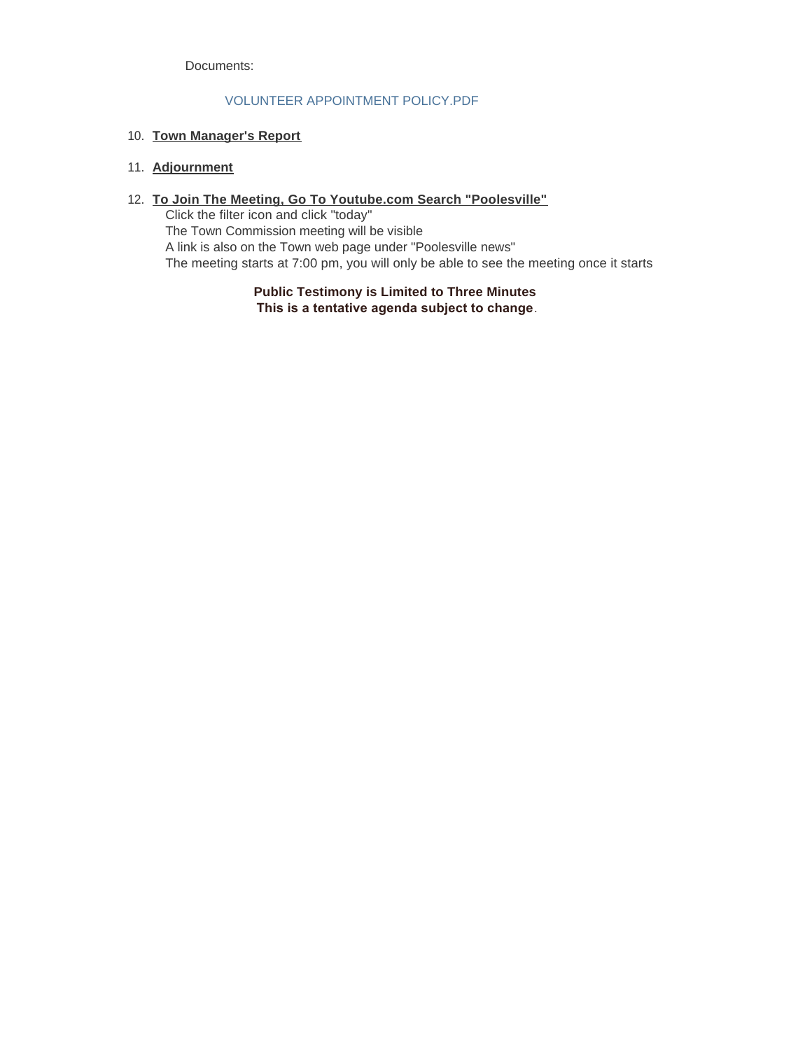Documents:

VOLUNTEER APPOINTMENT POLICY.PDF

10. **Town Manager's Report**

11. **Adjournment**

12. **To Join The Meeting, Go To Youtube.com Search "Poolesville"**
    Click the filter icon and click "today"
    The Town Commission meeting will be visible
    A link is also on the Town web page under "Poolesville news"
    The meeting starts at 7:00 pm, you will only be able to see the meeting once it starts

**Public Testimony is Limited to Three Minutes**
**This is a tentative agenda subject to change**.